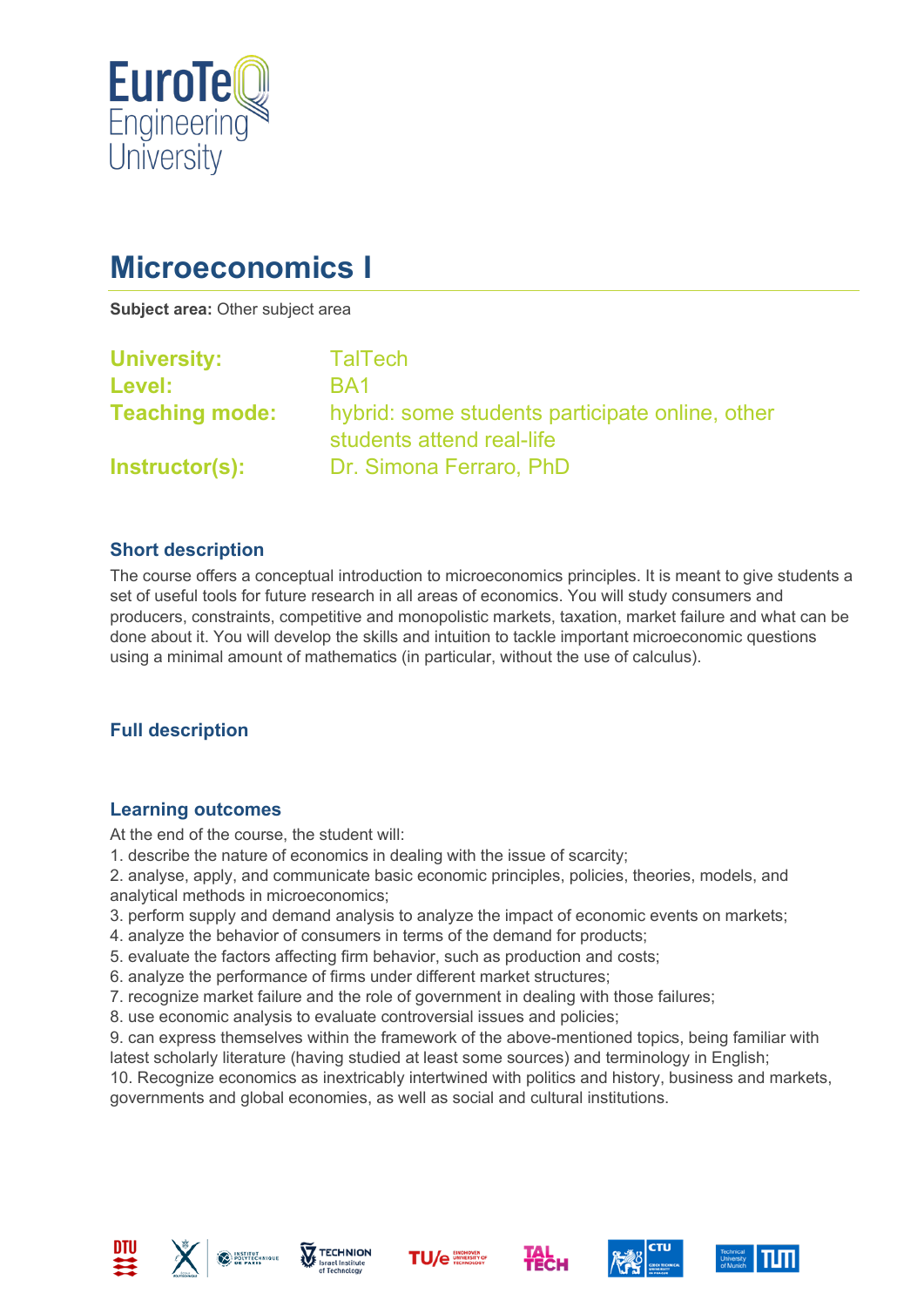# Microeconomics I

**Subject area:** Other subject area

**University:** TalTech
**Level:** BA1
**Teaching mode:** hybrid: some students participate online, other students attend real-life
**Instructor(s):** Dr. Simona Ferraro, PhD

## Short description

The course offers a conceptual introduction to microeconomics principles. It is meant to give students a set of useful tools for future research in all areas of economics. You will study consumers and producers, constraints, competitive and monopolistic markets, taxation, market failure and what can be done about it. You will develop the skills and intuition to tackle important microeconomic questions using a minimal amount of mathematics (in particular, without the use of calculus).

## Full description

## Learning outcomes

At the end of the course, the student will:
1. describe the nature of economics in dealing with the issue of scarcity;
2. analyse, apply, and communicate basic economic principles, policies, theories, models, and analytical methods in microeconomics;
3. perform supply and demand analysis to analyze the impact of economic events on markets;
4. analyze the behavior of consumers in terms of the demand for products;
5. evaluate the factors affecting firm behavior, such as production and costs;
6. analyze the performance of firms under different market structures;
7. recognize market failure and the role of government in dealing with those failures;
8. use economic analysis to evaluate controversial issues and policies;
9. can express themselves within the framework of the above-mentioned topics, being familiar with latest scholarly literature (having studied at least some sources) and terminology in English;
10. Recognize economics as inextricably intertwined with politics and history, business and markets, governments and global economies, as well as social and cultural institutions.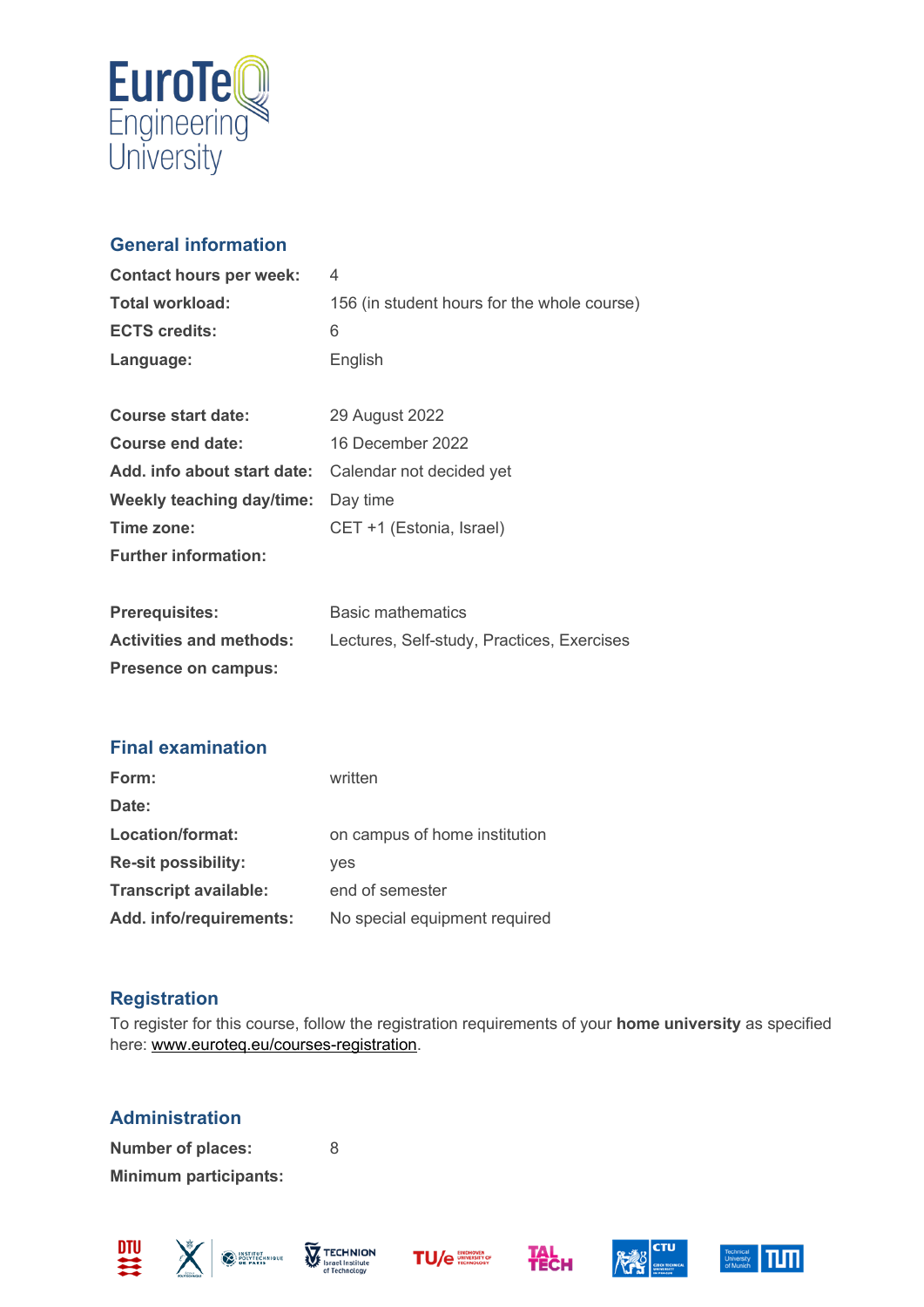## General information

| | |
|---|---|
| **Contact hours per week:** | 4 |
| **Total workload:** | 156 (in student hours for the whole course) |
| **ECTS credits:** | 6 |
| **Language:** | English |
| **Course start date:** | 29 August 2022 |
| **Course end date:** | 16 December 2022 |
| **Add. info about start date:** | Calendar not decided yet |
| **Weekly teaching day/time:** | Day time |
| **Time zone:** | CET +1 (Estonia, Israel) |
| **Further information:** | |
| **Prerequisites:** | Basic mathematics |
| **Activities and methods:** | Lectures, Self-study, Practices, Exercises |
| **Presence on campus:** | |

## Final examination

| | |
|---|---|
| **Form:** | written |
| **Date:** | |
| **Location/format:** | on campus of home institution |
| **Re-sit possibility:** | yes |
| **Transcript available:** | end of semester |
| **Add. info/requirements:** | No special equipment required |

## Registration

To register for this course, follow the registration requirements of your **home university** as specified here: www.euroteq.eu/courses-registration.

## Administration

| | |
|---|---|
| **Number of places:** | 8 |
| **Minimum participants:** | |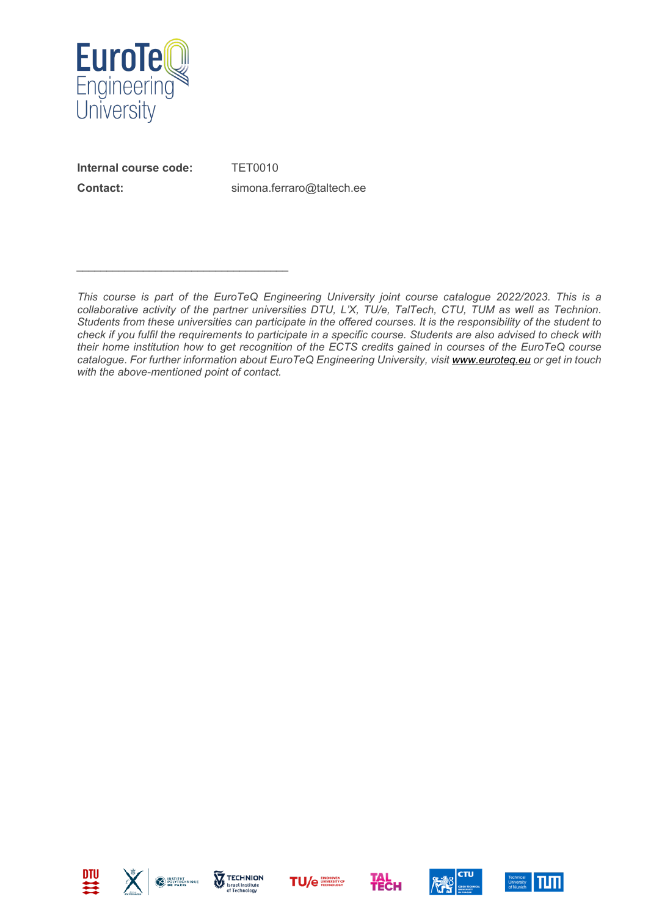**Internal course code:** TET0010

**Contact:** simona.ferraro@taltech.ee

___________________________________

*This course is part of the EuroTeQ Engineering University joint course catalogue 2022/2023. This is a collaborative activity of the partner universities DTU, L'X, TU/e, TalTech, CTU, TUM as well as Technion. Students from these universities can participate in the offered courses. It is the responsibility of the student to check if you fulfil the requirements to participate in a specific course. Students are also advised to check with their home institution how to get recognition of the ECTS credits gained in courses of the EuroTeQ course catalogue. For further information about EuroTeQ Engineering University, visit [www.euroteq.eu](http://www.euroteq.eu) or get in touch with the above-mentioned point of contact.*